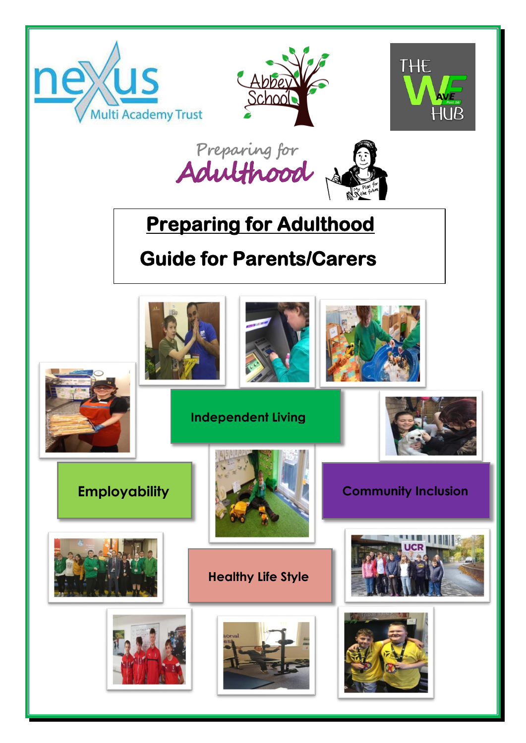nexus Multi Academy Trust

Abbey School

THE WAVE HUB Post 16

Preparing for Adulthood

# Preparing for Adulthood

## Guide for Parents/Carers

Independent Living

Employability

Community Inclusion

Healthy Life Style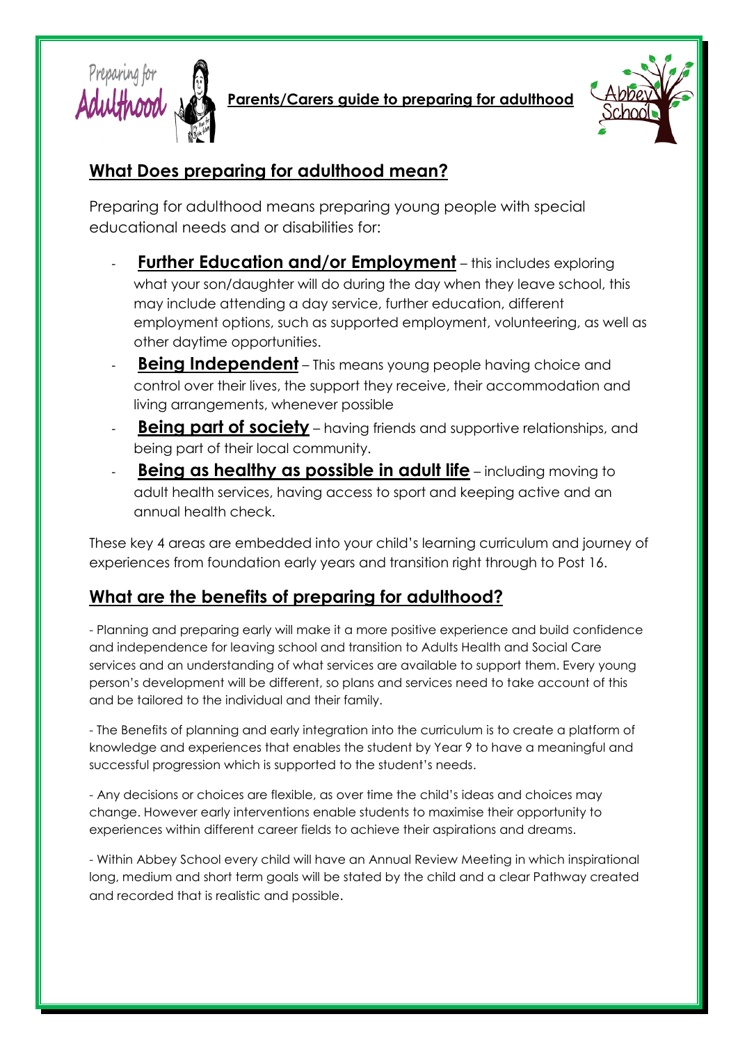**Parents/Carers guide to preparing for adulthood**

## What Does preparing for adulthood mean?

Preparing for adulthood means preparing young people with special educational needs and or disabilities for:

- **Further Education and/or Employment** – this includes exploring what your son/daughter will do during the day when they leave school, this may include attending a day service, further education, different employment options, such as supported employment, volunteering, as well as other daytime opportunities.
- **Being Independent** – This means young people having choice and control over their lives, the support they receive, their accommodation and living arrangements, whenever possible
- **Being part of society** – having friends and supportive relationships, and being part of their local community.
- **Being as healthy as possible in adult life** – including moving to adult health services, having access to sport and keeping active and an annual health check.

These key 4 areas are embedded into your child's learning curriculum and journey of experiences from foundation early years and transition right through to Post 16.

## What are the benefits of preparing for adulthood?

- Planning and preparing early will make it a more positive experience and build confidence and independence for leaving school and transition to Adults Health and Social Care services and an understanding of what services are available to support them. Every young person's development will be different, so plans and services need to take account of this and be tailored to the individual and their family.

- The Benefits of planning and early integration into the curriculum is to create a platform of knowledge and experiences that enables the student by Year 9 to have a meaningful and successful progression which is supported to the student's needs.

- Any decisions or choices are flexible, as over time the child's ideas and choices may change. However early interventions enable students to maximise their opportunity to experiences within different career fields to achieve their aspirations and dreams.

- Within Abbey School every child will have an Annual Review Meeting in which inspirational long, medium and short term goals will be stated by the child and a clear Pathway created and recorded that is realistic and possible.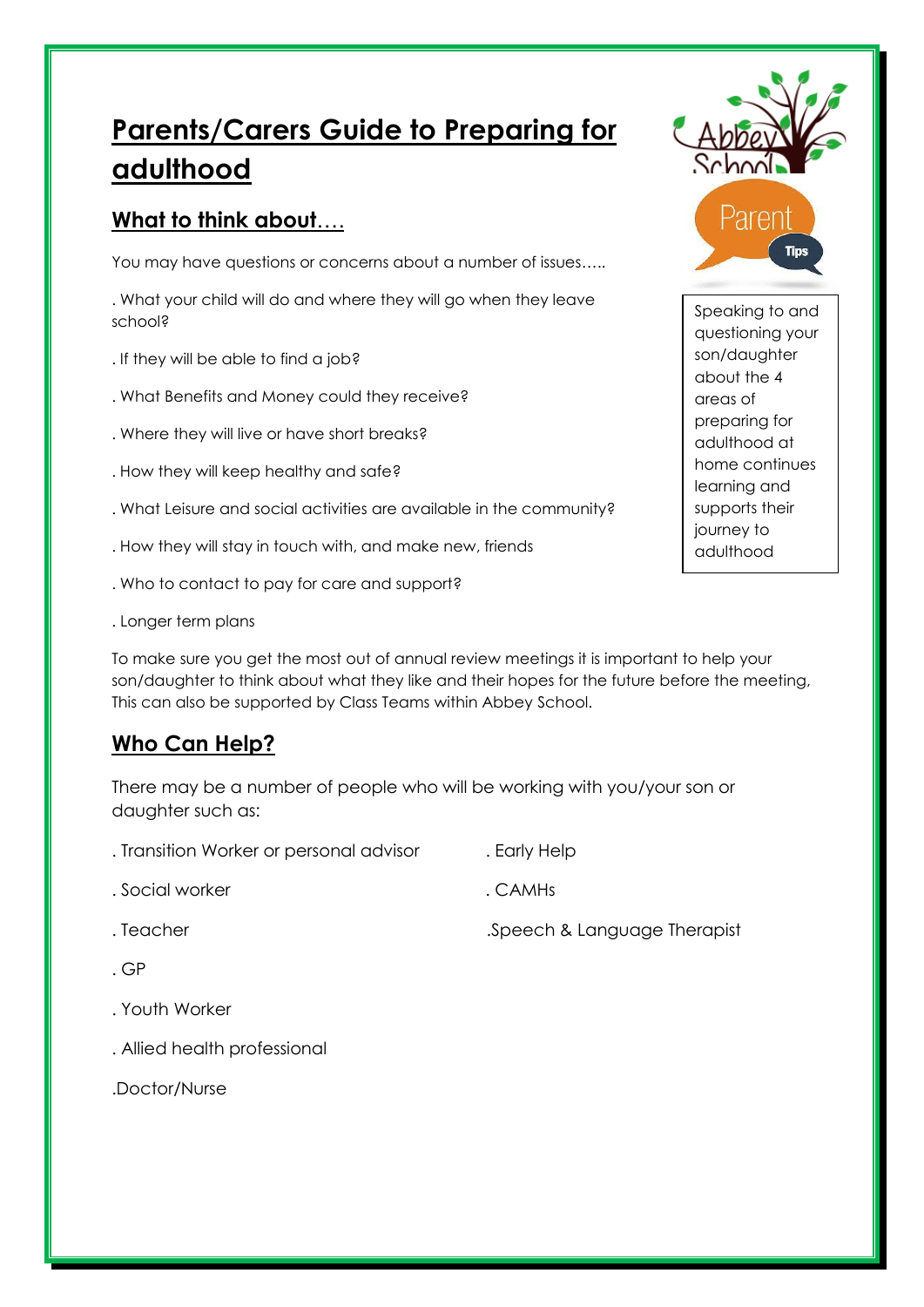# Parents/Carers Guide to Preparing for adulthood

## What to think about….

You may have questions or concerns about a number of issues…..

. What your child will do and where they will go when they leave school?

. If they will be able to find a job?

. What Benefits and Money could they receive?

. Where they will live or have short breaks?

. How they will keep healthy and safe?

. What Leisure and social activities are available in the community?

. How they will stay in touch with, and make new, friends

. Who to contact to pay for care and support?

. Longer term plans

Speaking to and questioning your son/daughter about the 4 areas of preparing for adulthood at home continues learning and supports their journey to adulthood

To make sure you get the most out of annual review meetings it is important to help your son/daughter to think about what they like and their hopes for the future before the meeting, This can also be supported by Class Teams within Abbey School.

## Who Can Help?

There may be a number of people who will be working with you/your son or daughter such as:

. Transition Worker or personal advisor

. Social worker

. Teacher

. GP

. Youth Worker

. Allied health professional

.Doctor/Nurse

. Early Help

. CAMHs

.Speech & Language Therapist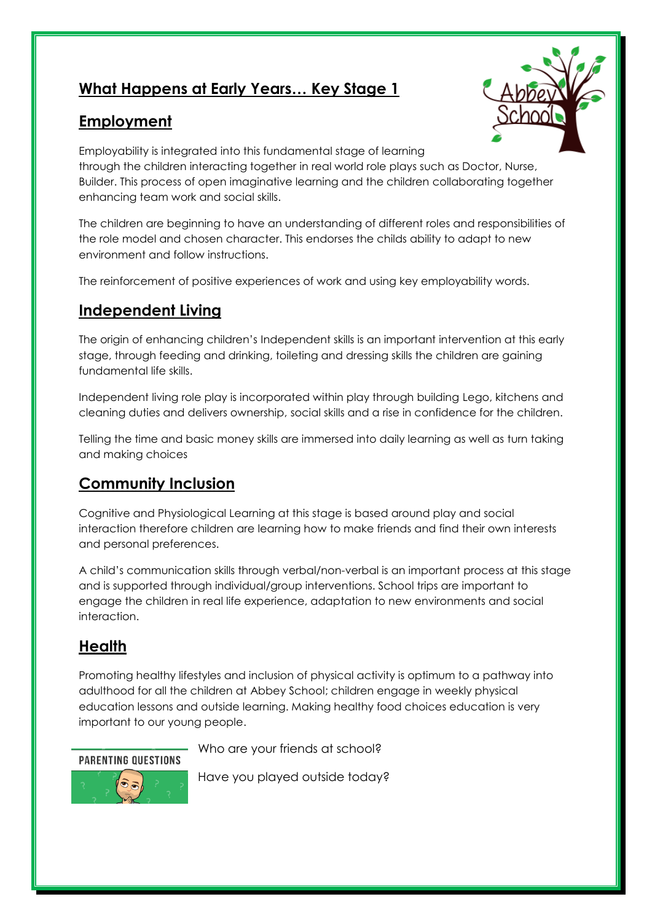## What Happens at Early Years… Key Stage 1

## Employment

Employability is integrated into this fundamental stage of learning through the children interacting together in real world role plays such as Doctor, Nurse, Builder. This process of open imaginative learning and the children collaborating together enhancing team work and social skills.

The children are beginning to have an understanding of different roles and responsibilities of the role model and chosen character. This endorses the childs ability to adapt to new environment and follow instructions.

The reinforcement of positive experiences of work and using key employability words.

## Independent Living

The origin of enhancing children's Independent skills is an important intervention at this early stage, through feeding and drinking, toileting and dressing skills the children are gaining fundamental life skills.

Independent living role play is incorporated within play through building Lego, kitchens and cleaning duties and delivers ownership, social skills and a rise in confidence for the children.

Telling the time and basic money skills are immersed into daily learning as well as turn taking and making choices

## Community Inclusion

Cognitive and Physiological Learning at this stage is based around play and social interaction therefore children are learning how to make friends and find their own interests and personal preferences.

A child's communication skills through verbal/non-verbal is an important process at this stage and is supported through individual/group interventions. School trips are important to engage the children in real life experience, adaptation to new environments and social interaction.

## Health

Promoting healthy lifestyles and inclusion of physical activity is optimum to a pathway into adulthood for all the children at Abbey School; children engage in weekly physical education lessons and outside learning. Making healthy food choices education is very important to our young people.

**PARENTING QUESTIONS**

Who are your friends at school?

Have you played outside today?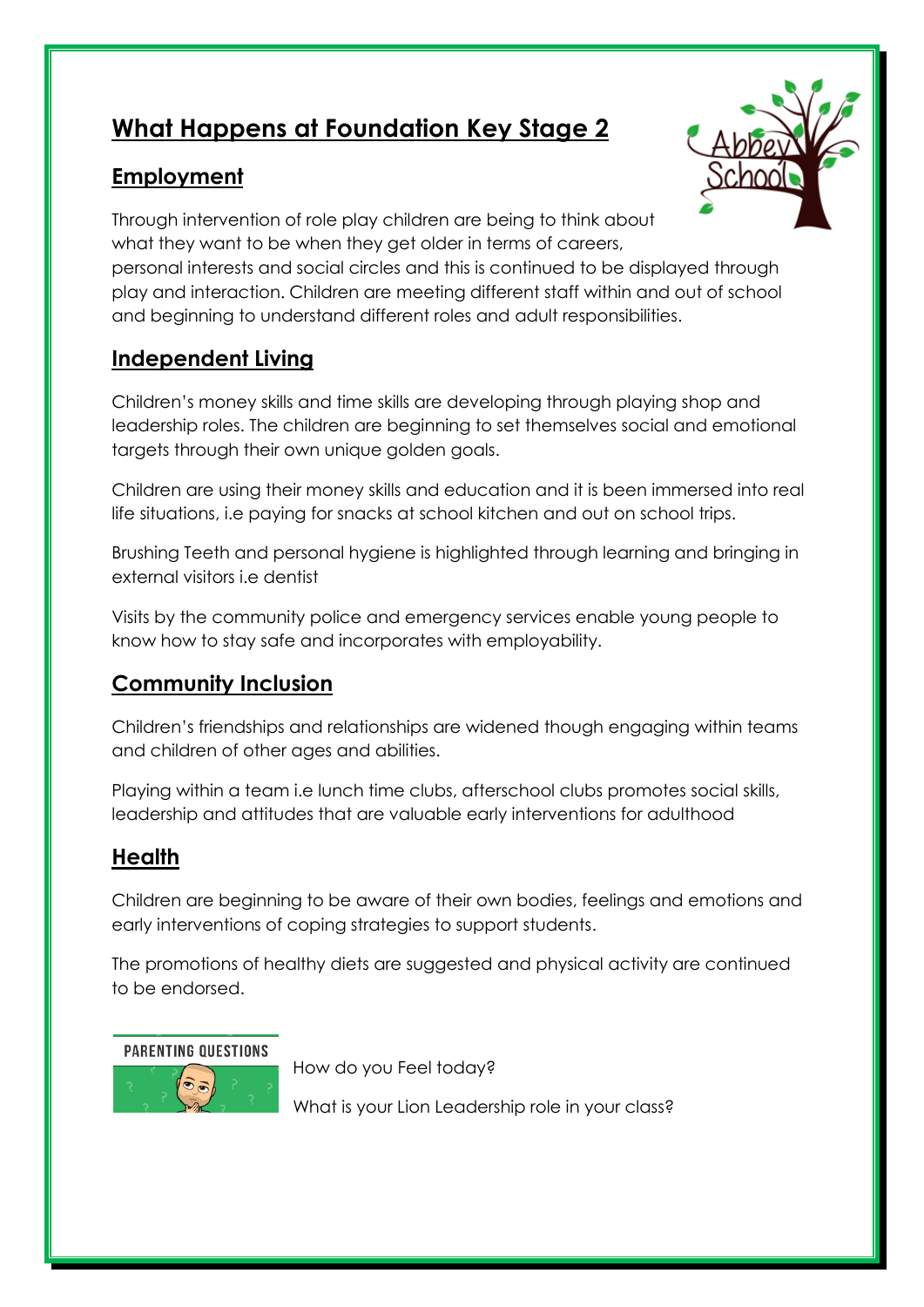# What Happens at Foundation Key Stage 2

## Employment

Through intervention of role play children are being to think about what they want to be when they get older in terms of careers, personal interests and social circles and this is continued to be displayed through play and interaction. Children are meeting different staff within and out of school and beginning to understand different roles and adult responsibilities.

## Independent Living

Children's money skills and time skills are developing through playing shop and leadership roles. The children are beginning to set themselves social and emotional targets through their own unique golden goals.

Children are using their money skills and education and it is been immersed into real life situations, i.e paying for snacks at school kitchen and out on school trips.

Brushing Teeth and personal hygiene is highlighted through learning and bringing in external visitors i.e dentist

Visits by the community police and emergency services enable young people to know how to stay safe and incorporates with employability.

## Community Inclusion

Children's friendships and relationships are widened though engaging within teams and children of other ages and abilities.

Playing within a team i.e lunch time clubs, afterschool clubs promotes social skills, leadership and attitudes that are valuable early interventions for adulthood

## Health

Children are beginning to be aware of their own bodies, feelings and emotions and early interventions of coping strategies to support students.

The promotions of healthy diets are suggested and physical activity are continued to be endorsed.

PARENTING QUESTIONS

How do you Feel today?

What is your Lion Leadership role in your class?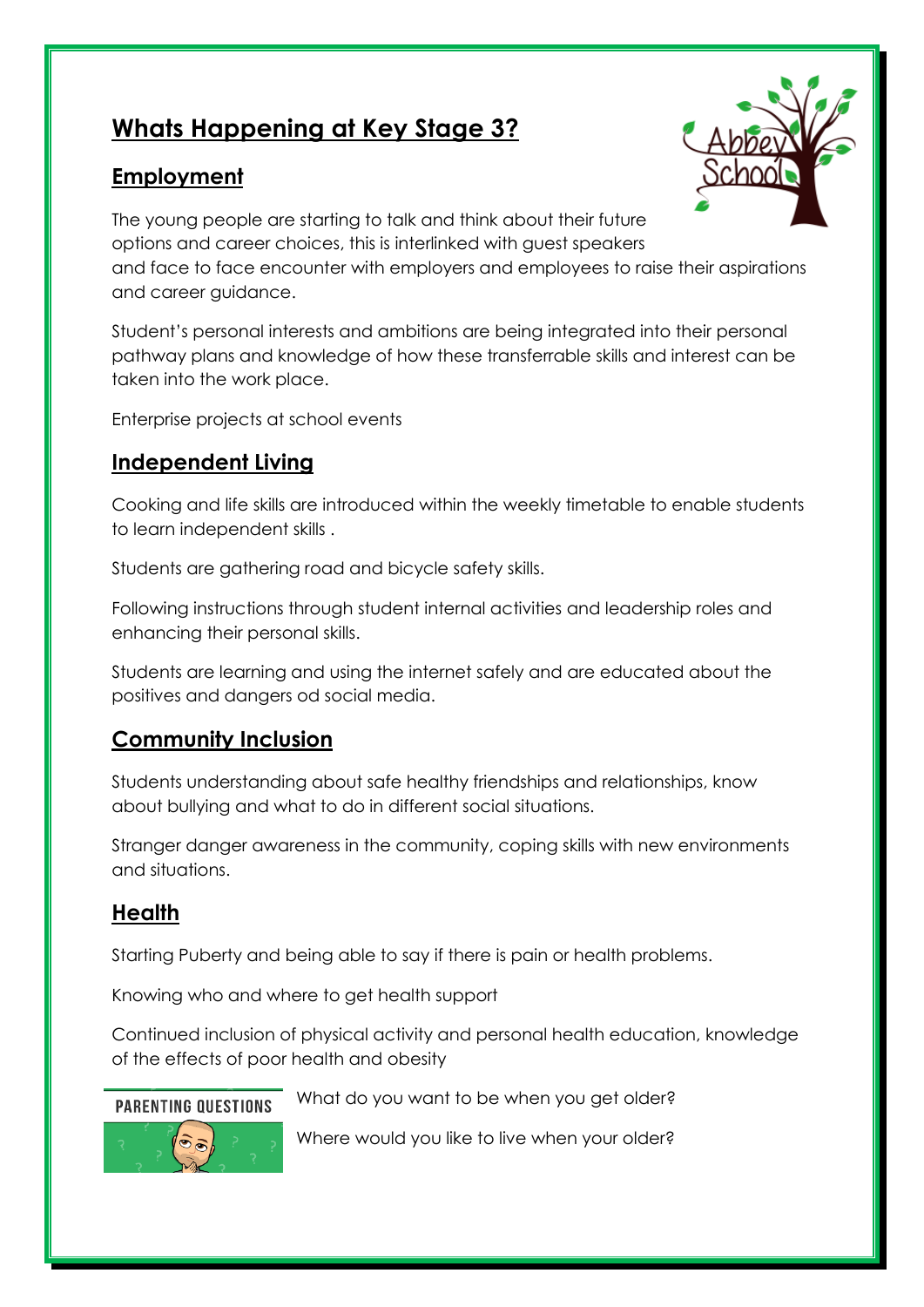# Whats Happening at Key Stage 3?

## Employment

The young people are starting to talk and think about their future options and career choices, this is interlinked with guest speakers and face to face encounter with employers and employees to raise their aspirations and career guidance.

Student's personal interests and ambitions are being integrated into their personal pathway plans and knowledge of how these transferrable skills and interest can be taken into the work place.

Enterprise projects at school events

## Independent Living

Cooking and life skills are introduced within the weekly timetable to enable students to learn independent skills .

Students are gathering road and bicycle safety skills.

Following instructions through student internal activities and leadership roles and enhancing their personal skills.

Students are learning and using the internet safely and are educated about the positives and dangers od social media.

## Community Inclusion

Students understanding about safe healthy friendships and relationships, know about bullying and what to do in different social situations.

Stranger danger awareness in the community, coping skills with new environments and situations.

## Health

Starting Puberty and being able to say if there is pain or health problems.

Knowing who and where to get health support

Continued inclusion of physical activity and personal health education, knowledge of the effects of poor health and obesity

**PARENTING QUESTIONS**

What do you want to be when you get older?

Where would you like to live when your older?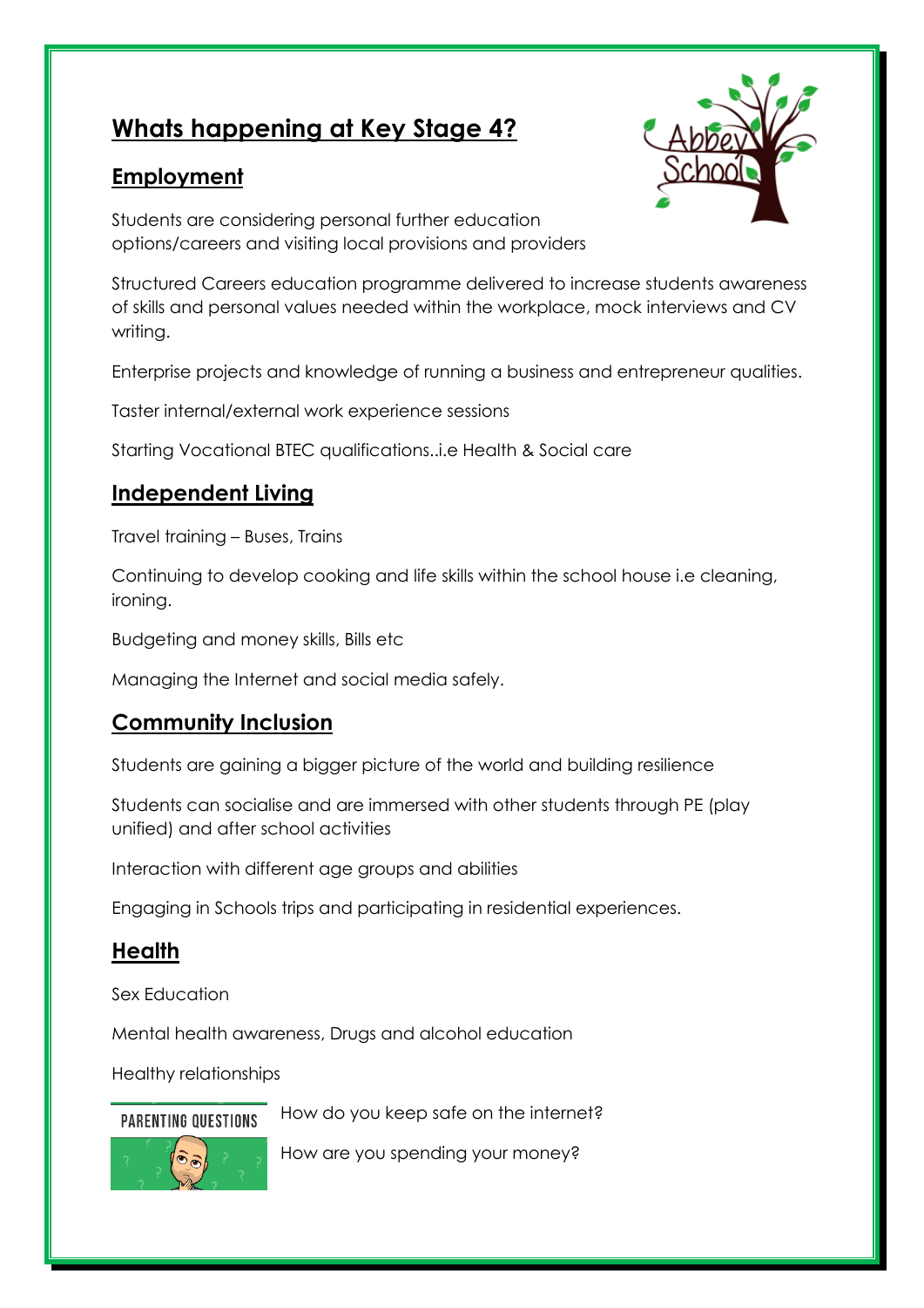# Whats happening at Key Stage 4?

## Employment

Students are considering personal further education options/careers and visiting local provisions and providers

Structured Careers education programme delivered to increase students awareness of skills and personal values needed within the workplace, mock interviews and CV writing.

Enterprise projects and knowledge of running a business and entrepreneur qualities.

Taster internal/external work experience sessions

Starting Vocational BTEC qualifications..i.e Health & Social care

## Independent Living

Travel training – Buses, Trains

Continuing to develop cooking and life skills within the school house i.e cleaning, ironing.

Budgeting and money skills, Bills etc

Managing the Internet and social media safely.

## Community Inclusion

Students are gaining a bigger picture of the world and building resilience

Students can socialise and are immersed with other students through PE (play unified) and after school activities

Interaction with different age groups and abilities

Engaging in Schools trips and participating in residential experiences.

## Health

Sex Education

Mental health awareness, Drugs and alcohol education

Healthy relationships

PARENTING QUESTIONS

How do you keep safe on the internet?

How are you spending your money?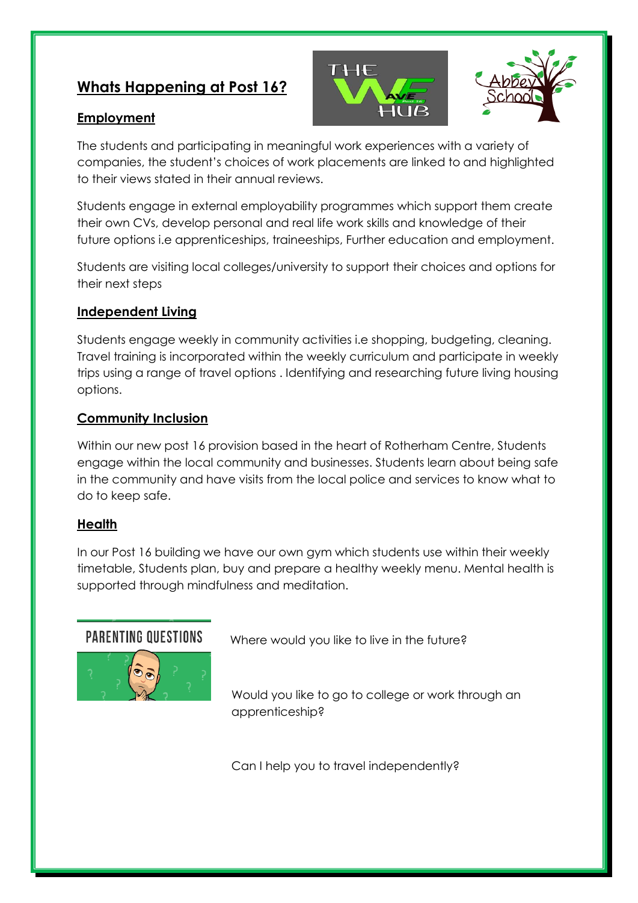# Whats Happening at Post 16?

## Employment

The students and participating in meaningful work experiences with a variety of companies, the student's choices of work placements are linked to and highlighted to their views stated in their annual reviews.

Students engage in external employability programmes which support them create their own CVs, develop personal and real life work skills and knowledge of their future options i.e apprenticeships, traineeships, Further education and employment.

Students are visiting local colleges/university to support their choices and options for their next steps

## Independent Living

Students engage weekly in community activities i.e shopping, budgeting, cleaning. Travel training is incorporated within the weekly curriculum and participate in weekly trips using a range of travel options . Identifying and researching future living housing options.

## Community Inclusion

Within our new post 16 provision based in the heart of Rotherham Centre, Students engage within the local community and businesses. Students learn about being safe in the community and have visits from the local police and services to know what to do to keep safe.

## Health

In our Post 16 building we have our own gym which students use within their weekly timetable, Students plan, buy and prepare a healthy weekly menu. Mental health is supported through mindfulness and meditation.

## PARENTING QUESTIONS

Where would you like to live in the future?

Would you like to go to college or work through an apprenticeship?

Can I help you to travel independently?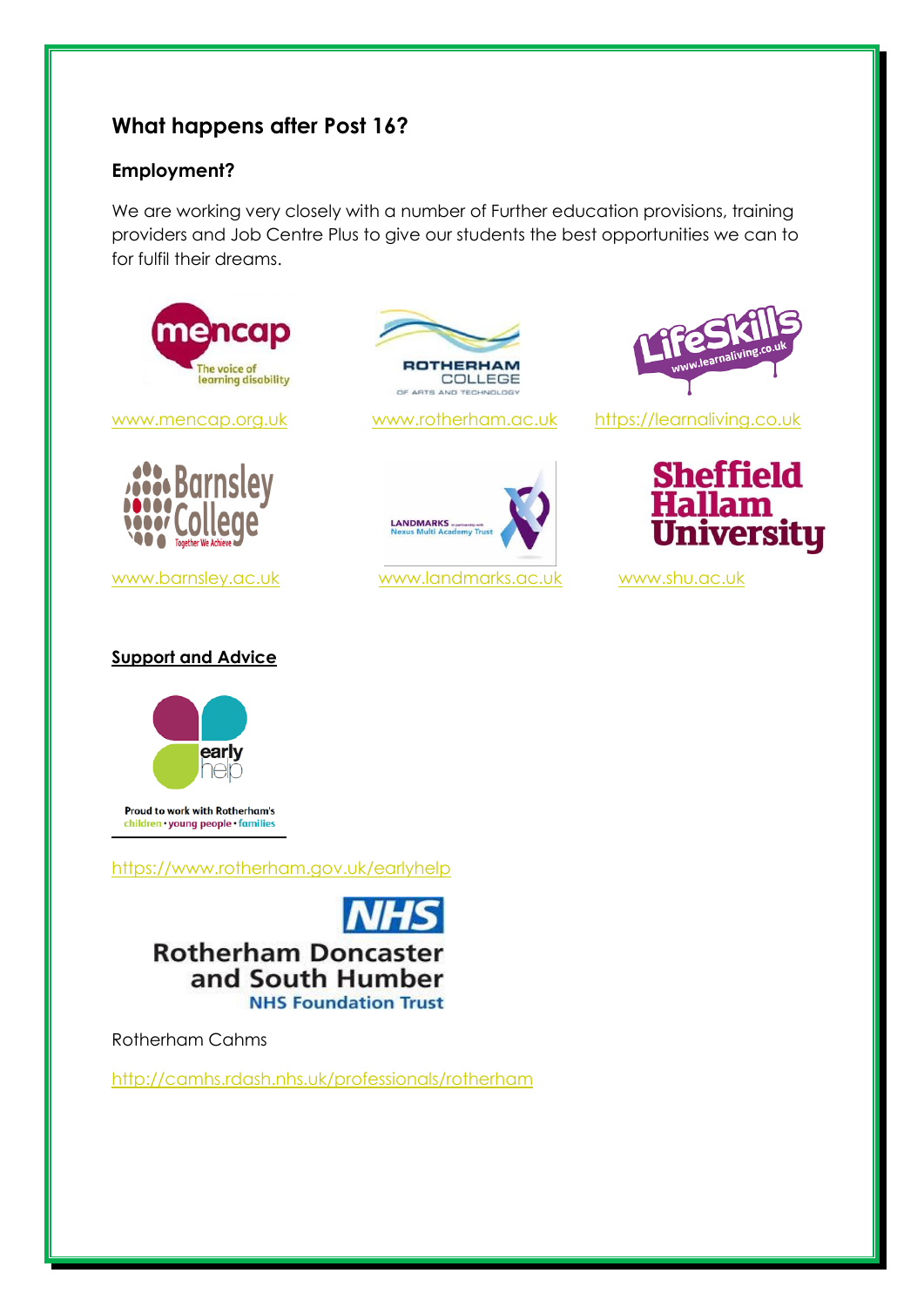## What happens after Post 16?

### Employment?

We are working very closely with a number of Further education provisions, training providers and Job Centre Plus to give our students the best opportunities we can to for fulfil their dreams.

www.mencap.org.uk

www.rotherham.ac.uk

https://learnaliving.co.uk

www.barnsley.ac.uk

www.landmarks.ac.uk

www.shu.ac.uk

### Support and Advice

https://www.rotherham.gov.uk/earlyhelp

Rotherham Cahms

http://camhs.rdash.nhs.uk/professionals/rotherham